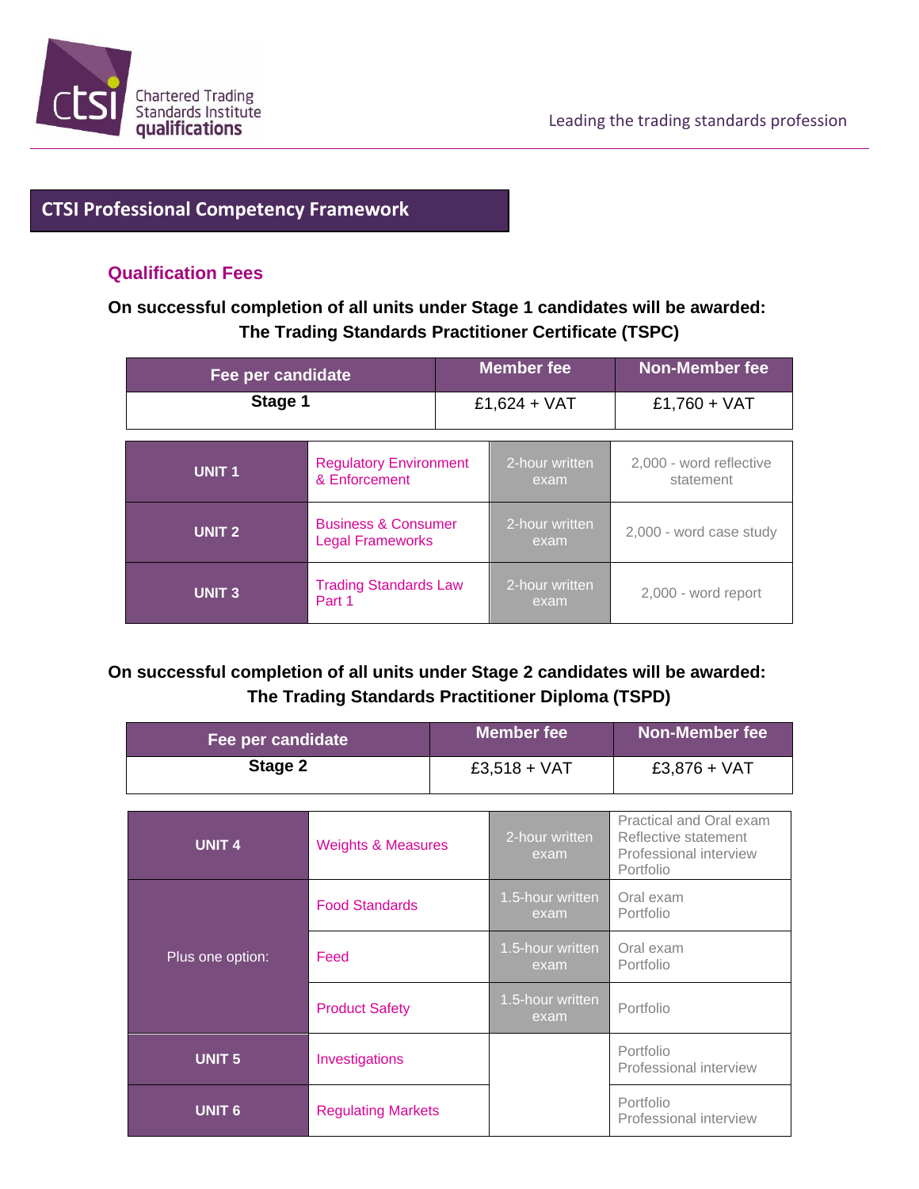Chartered Trading Standards Institute qualifications

Leading the trading standards profession

# CTSI Professional Competency Framework

## Qualification Fees

**On successful completion of all units under Stage 1 candidates will be awarded: The Trading Standards Practitioner Certificate (TSPC)**

| Fee per candidate | Member fee | Non-Member fee |
|---|---|---|
| **Stage 1** | £1,624 + VAT | £1,760 + VAT |

| | | | |
|---|---|---|---|
| **UNIT 1** | Regulatory Environment & Enforcement | 2-hour written exam | 2,000 - word reflective statement |
| **UNIT 2** | Business & Consumer Legal Frameworks | 2-hour written exam | 2,000 - word case study |
| **UNIT 3** | Trading Standards Law Part 1 | 2-hour written exam | 2,000 - word report |

**On successful completion of all units under Stage 2 candidates will be awarded: The Trading Standards Practitioner Diploma (TSPD)**

| Fee per candidate | Member fee | Non-Member fee |
|---|---|---|
| **Stage 2** | £3,518 + VAT | £3,876 + VAT |

| | | | |
|---|---|---|---|
| **UNIT 4** | Weights & Measures | 2-hour written exam | Practical and Oral exam<br>Reflective statement<br>Professional interview<br>Portfolio |
| Plus one option: | Food Standards | 1.5-hour written exam | Oral exam<br>Portfolio |
| | Feed | 1.5-hour written exam | Oral exam<br>Portfolio |
| | Product Safety | 1.5-hour written exam | Portfolio |
| **UNIT 5** | Investigations | | Portfolio<br>Professional interview |
| **UNIT 6** | Regulating Markets | | Portfolio<br>Professional interview |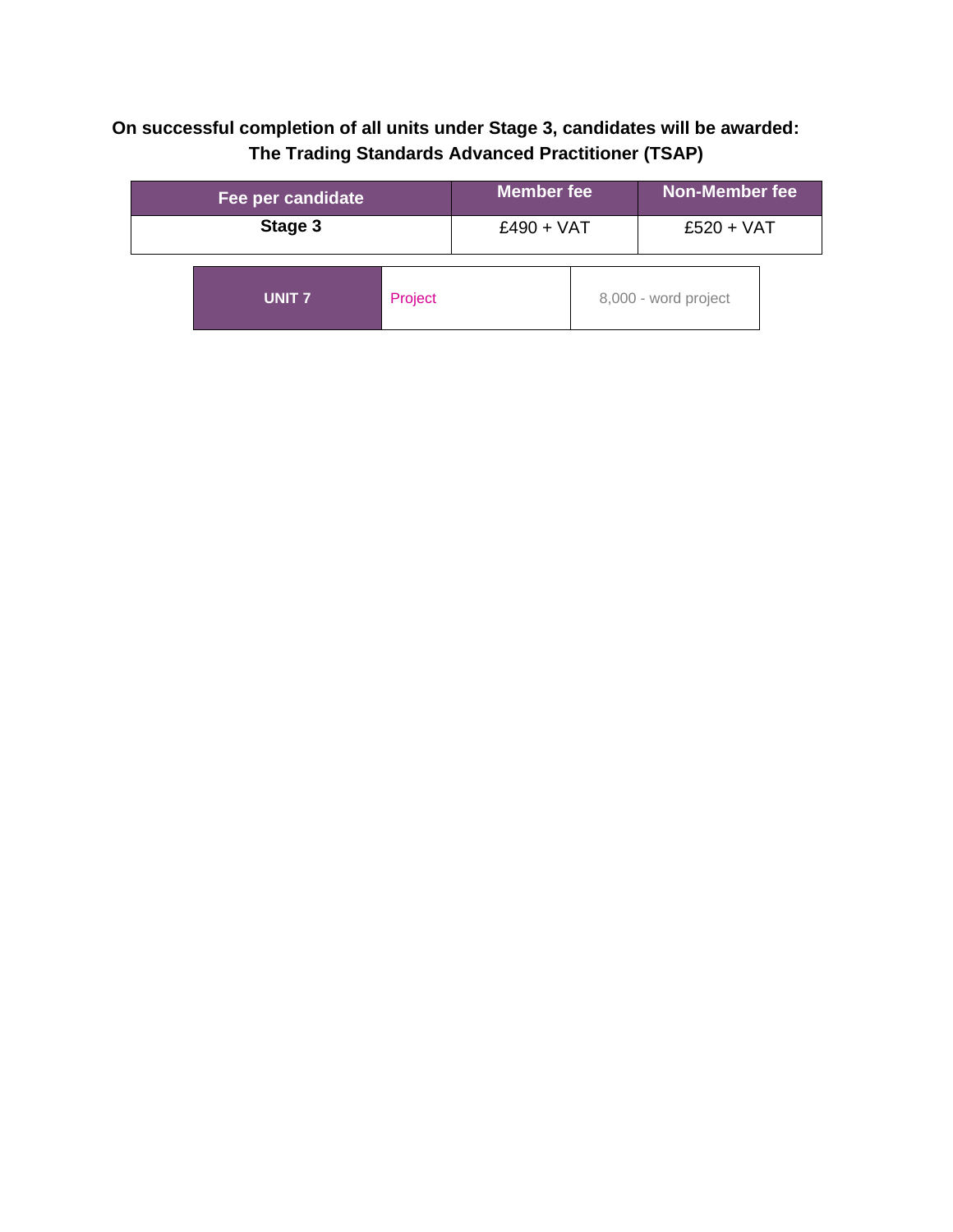**On successful completion of all units under Stage 3, candidates will be awarded: The Trading Standards Advanced Practitioner (TSAP)**

| Fee per candidate | Member fee | Non-Member fee |
|---|---|---|
| **Stage 3** | £490 + VAT | £520 + VAT |

| | | |
|---|---|---|
| **UNIT 7** | Project | 8,000 - word project |